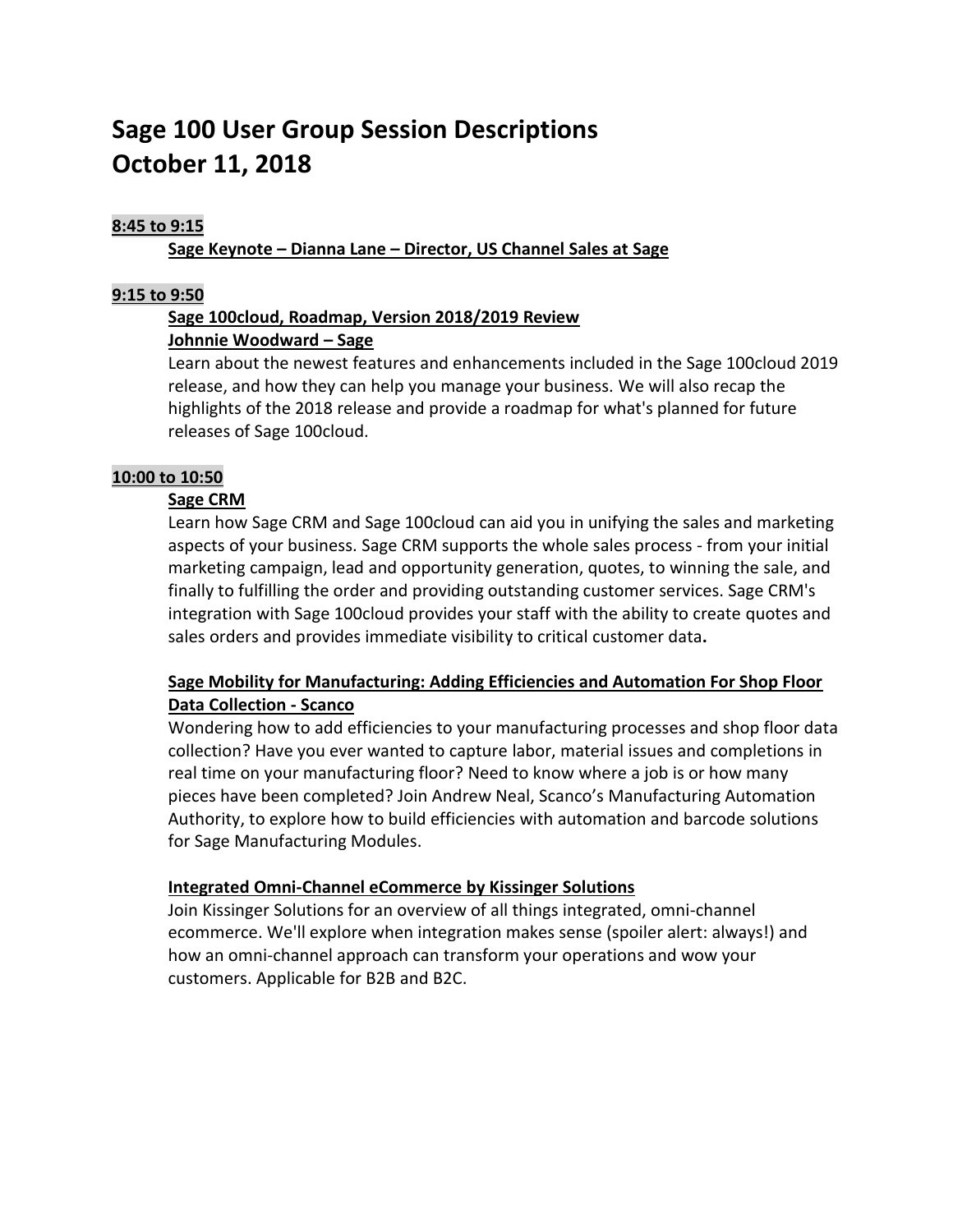# Sage 100 User Group Session Descriptions
# October 11, 2018

**8:45 to 9:15**

**Sage Keynote – Dianna Lane – Director, US Channel Sales at Sage**

**9:15 to 9:50**

**Sage 100cloud, Roadmap, Version 2018/2019 Review**
**Johnnie Woodward – Sage**

Learn about the newest features and enhancements included in the Sage 100cloud 2019 release, and how they can help you manage your business. We will also recap the highlights of the 2018 release and provide a roadmap for what's planned for future releases of Sage 100cloud.

**10:00 to 10:50**

**Sage CRM**

Learn how Sage CRM and Sage 100cloud can aid you in unifying the sales and marketing aspects of your business. Sage CRM supports the whole sales process - from your initial marketing campaign, lead and opportunity generation, quotes, to winning the sale, and finally to fulfilling the order and providing outstanding customer services. Sage CRM's integration with Sage 100cloud provides your staff with the ability to create quotes and sales orders and provides immediate visibility to critical customer data**.**

**Sage Mobility for Manufacturing: Adding Efficiencies and Automation For Shop Floor Data Collection - Scanco**

Wondering how to add efficiencies to your manufacturing processes and shop floor data collection? Have you ever wanted to capture labor, material issues and completions in real time on your manufacturing floor? Need to know where a job is or how many pieces have been completed? Join Andrew Neal, Scanco's Manufacturing Automation Authority, to explore how to build efficiencies with automation and barcode solutions for Sage Manufacturing Modules.

**Integrated Omni-Channel eCommerce by Kissinger Solutions**

Join Kissinger Solutions for an overview of all things integrated, omni-channel ecommerce. We'll explore when integration makes sense (spoiler alert: always!) and how an omni-channel approach can transform your operations and wow your customers. Applicable for B2B and B2C.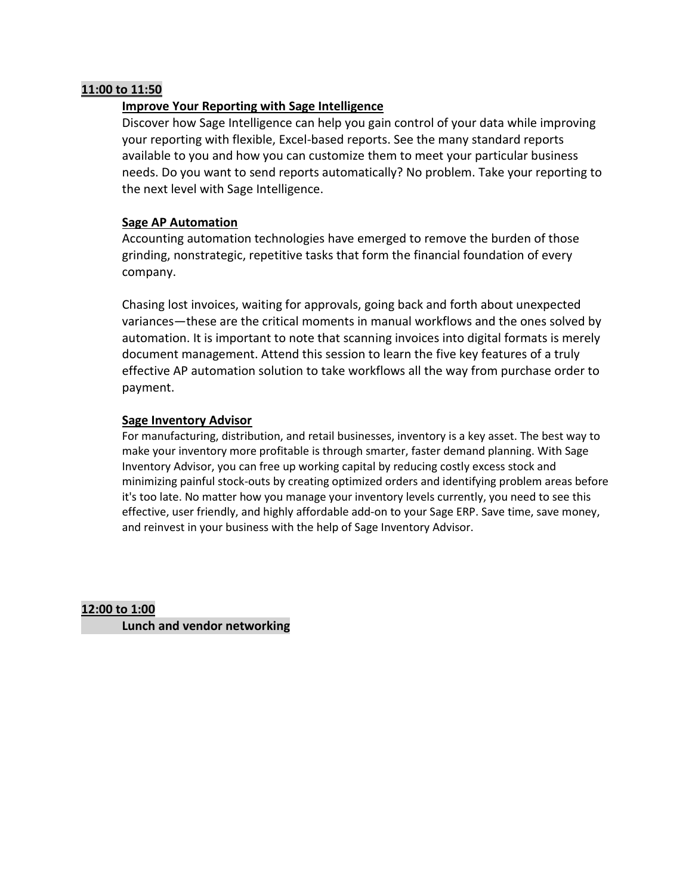**11:00 to 11:50**

**Improve Your Reporting with Sage Intelligence**

Discover how Sage Intelligence can help you gain control of your data while improving your reporting with flexible, Excel-based reports. See the many standard reports available to you and how you can customize them to meet your particular business needs. Do you want to send reports automatically? No problem. Take your reporting to the next level with Sage Intelligence.

**Sage AP Automation**

Accounting automation technologies have emerged to remove the burden of those grinding, nonstrategic, repetitive tasks that form the financial foundation of every company.

Chasing lost invoices, waiting for approvals, going back and forth about unexpected variances—these are the critical moments in manual workflows and the ones solved by automation. It is important to note that scanning invoices into digital formats is merely document management. Attend this session to learn the five key features of a truly effective AP automation solution to take workflows all the way from purchase order to payment.

**Sage Inventory Advisor**

For manufacturing, distribution, and retail businesses, inventory is a key asset. The best way to make your inventory more profitable is through smarter, faster demand planning. With Sage Inventory Advisor, you can free up working capital by reducing costly excess stock and minimizing painful stock-outs by creating optimized orders and identifying problem areas before it's too late. No matter how you manage your inventory levels currently, you need to see this effective, user friendly, and highly affordable add-on to your Sage ERP. Save time, save money, and reinvest in your business with the help of Sage Inventory Advisor.

**12:00 to 1:00**

**Lunch and vendor networking**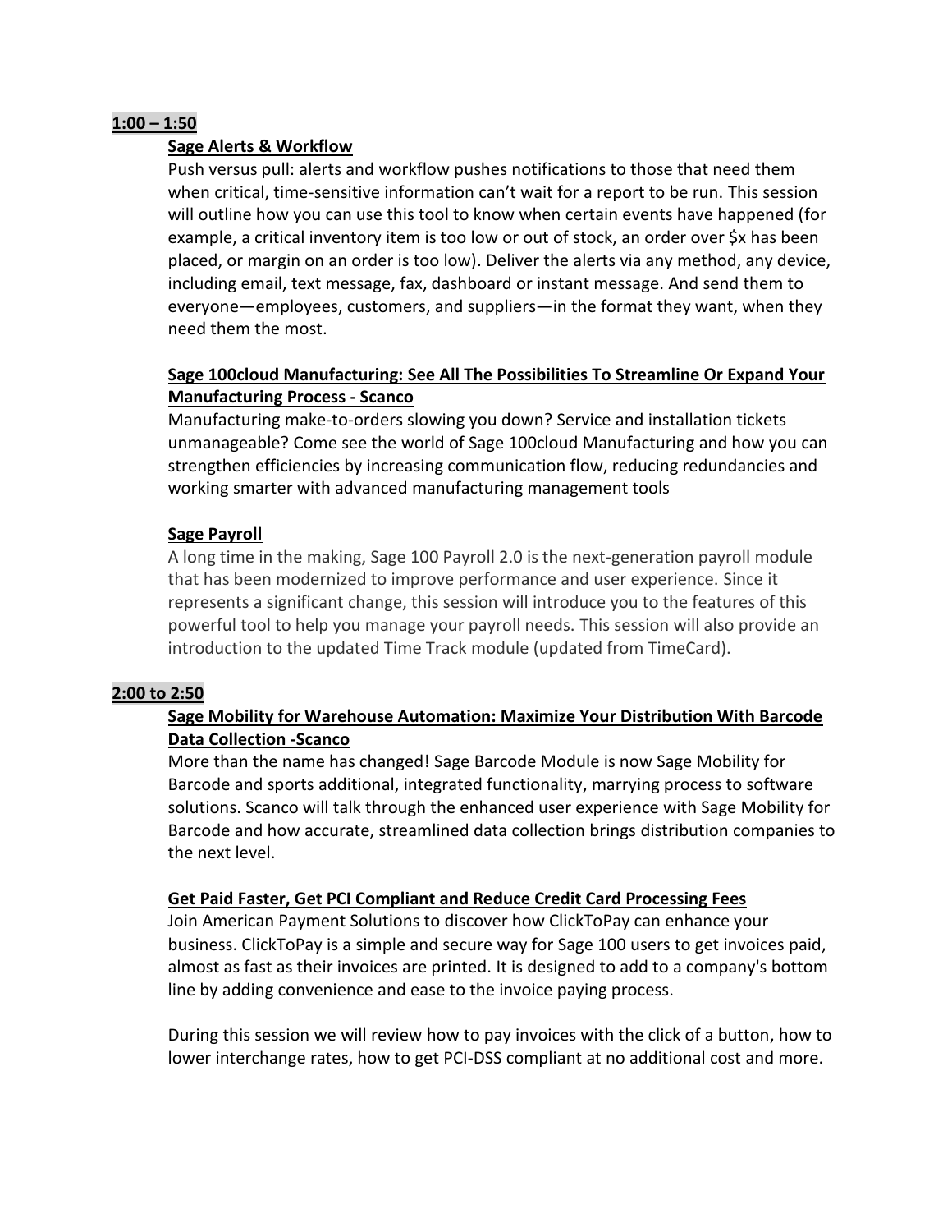**1:00 – 1:50**

**Sage Alerts & Workflow**

Push versus pull: alerts and workflow pushes notifications to those that need them when critical, time-sensitive information can't wait for a report to be run. This session will outline how you can use this tool to know when certain events have happened (for example, a critical inventory item is too low or out of stock, an order over $x has been placed, or margin on an order is too low). Deliver the alerts via any method, any device, including email, text message, fax, dashboard or instant message. And send them to everyone—employees, customers, and suppliers—in the format they want, when they need them the most.

**Sage 100cloud Manufacturing: See All The Possibilities To Streamline Or Expand Your Manufacturing Process - Scanco**

Manufacturing make-to-orders slowing you down? Service and installation tickets unmanageable? Come see the world of Sage 100cloud Manufacturing and how you can strengthen efficiencies by increasing communication flow, reducing redundancies and working smarter with advanced manufacturing management tools

**Sage Payroll**

A long time in the making, Sage 100 Payroll 2.0 is the next-generation payroll module that has been modernized to improve performance and user experience. Since it represents a significant change, this session will introduce you to the features of this powerful tool to help you manage your payroll needs. This session will also provide an introduction to the updated Time Track module (updated from TimeCard).

**2:00 to 2:50**

**Sage Mobility for Warehouse Automation: Maximize Your Distribution With Barcode Data Collection -Scanco**

More than the name has changed! Sage Barcode Module is now Sage Mobility for Barcode and sports additional, integrated functionality, marrying process to software solutions. Scanco will talk through the enhanced user experience with Sage Mobility for Barcode and how accurate, streamlined data collection brings distribution companies to the next level.

**Get Paid Faster, Get PCI Compliant and Reduce Credit Card Processing Fees**

Join American Payment Solutions to discover how ClickToPay can enhance your business. ClickToPay is a simple and secure way for Sage 100 users to get invoices paid, almost as fast as their invoices are printed. It is designed to add to a company's bottom line by adding convenience and ease to the invoice paying process.

During this session we will review how to pay invoices with the click of a button, how to lower interchange rates, how to get PCI-DSS compliant at no additional cost and more.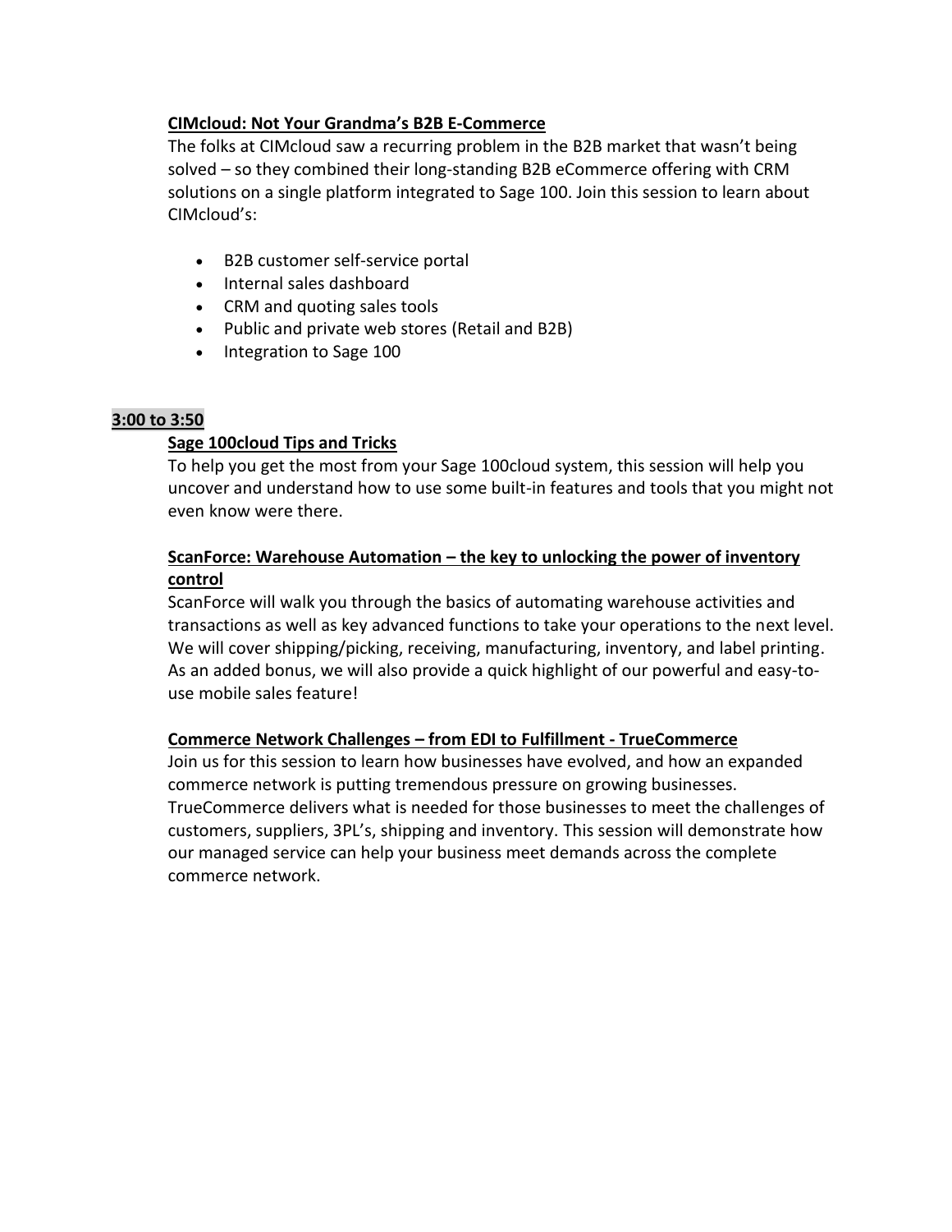**CIMcloud: Not Your Grandma's B2B E-Commerce**

The folks at CIMcloud saw a recurring problem in the B2B market that wasn't being solved – so they combined their long-standing B2B eCommerce offering with CRM solutions on a single platform integrated to Sage 100. Join this session to learn about CIMcloud's:

- B2B customer self-service portal
- Internal sales dashboard
- CRM and quoting sales tools
- Public and private web stores (Retail and B2B)
- Integration to Sage 100

**3:00 to 3:50**

**Sage 100cloud Tips and Tricks**

To help you get the most from your Sage 100cloud system, this session will help you uncover and understand how to use some built-in features and tools that you might not even know were there.

**ScanForce: Warehouse Automation – the key to unlocking the power of inventory control**

ScanForce will walk you through the basics of automating warehouse activities and transactions as well as key advanced functions to take your operations to the next level. We will cover shipping/picking, receiving, manufacturing, inventory, and label printing. As an added bonus, we will also provide a quick highlight of our powerful and easy-to-use mobile sales feature!

**Commerce Network Challenges – from EDI to Fulfillment - TrueCommerce**

Join us for this session to learn how businesses have evolved, and how an expanded commerce network is putting tremendous pressure on growing businesses. TrueCommerce delivers what is needed for those businesses to meet the challenges of customers, suppliers, 3PL's, shipping and inventory. This session will demonstrate how our managed service can help your business meet demands across the complete commerce network.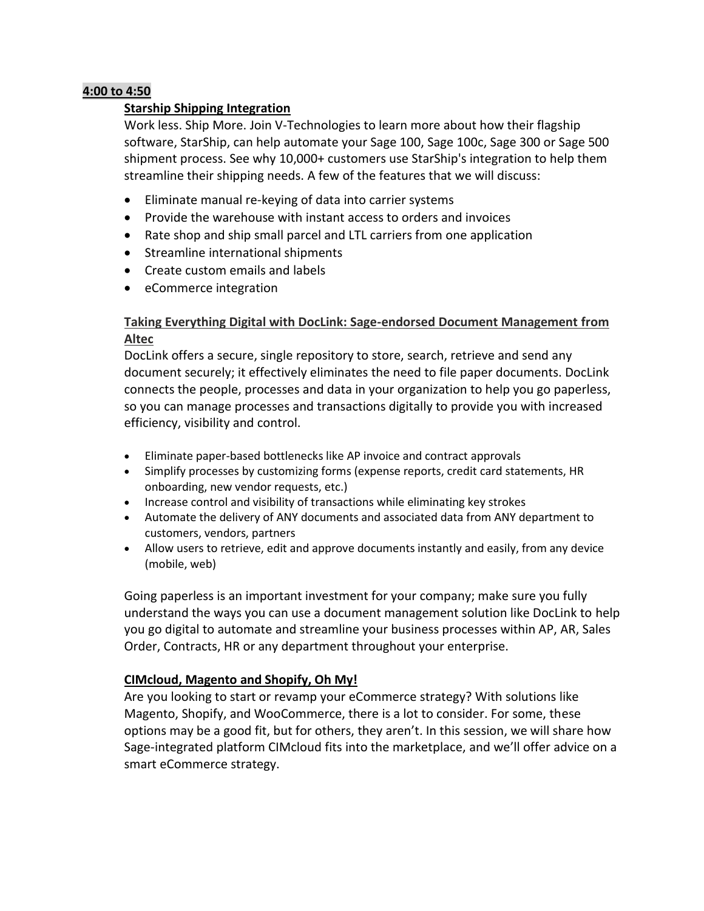**4:00 to 4:50**

**Starship Shipping Integration**

Work less. Ship More. Join V-Technologies to learn more about how their flagship software, StarShip, can help automate your Sage 100, Sage 100c, Sage 300 or Sage 500 shipment process. See why 10,000+ customers use StarShip's integration to help them streamline their shipping needs. A few of the features that we will discuss:

- Eliminate manual re-keying of data into carrier systems
- Provide the warehouse with instant access to orders and invoices
- Rate shop and ship small parcel and LTL carriers from one application
- Streamline international shipments
- Create custom emails and labels
- eCommerce integration

**Taking Everything Digital with DocLink: Sage-endorsed Document Management from Altec**

DocLink offers a secure, single repository to store, search, retrieve and send any document securely; it effectively eliminates the need to file paper documents. DocLink connects the people, processes and data in your organization to help you go paperless, so you can manage processes and transactions digitally to provide you with increased efficiency, visibility and control.

- Eliminate paper-based bottlenecks like AP invoice and contract approvals
- Simplify processes by customizing forms (expense reports, credit card statements, HR onboarding, new vendor requests, etc.)
- Increase control and visibility of transactions while eliminating key strokes
- Automate the delivery of ANY documents and associated data from ANY department to customers, vendors, partners
- Allow users to retrieve, edit and approve documents instantly and easily, from any device (mobile, web)

Going paperless is an important investment for your company; make sure you fully understand the ways you can use a document management solution like DocLink to help you go digital to automate and streamline your business processes within AP, AR, Sales Order, Contracts, HR or any department throughout your enterprise.

**CIMcloud, Magento and Shopify, Oh My!**

Are you looking to start or revamp your eCommerce strategy? With solutions like Magento, Shopify, and WooCommerce, there is a lot to consider. For some, these options may be a good fit, but for others, they aren't. In this session, we will share how Sage-integrated platform CIMcloud fits into the marketplace, and we'll offer advice on a smart eCommerce strategy.